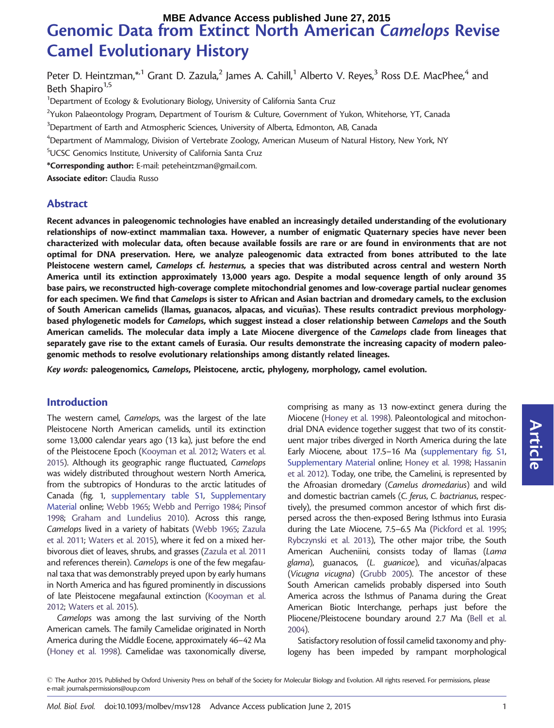# Genomic Data from Extinct North American *Camelops* Revise Camel Evolutionary History

Peter D. Heintzman,*[1] Grant D. Zazula,[2] James A. Cahill,[1] Alberto V. Reyes,[3] Ross D.E. MacPhee,[4] and Beth Shapiro[1,5]

[1]Department of Ecology & Evolutionary Biology, University of California Santa Cruz

[2]Yukon Palaeontology Program, Department of Tourism & Culture, Government of Yukon, Whitehorse, YT, Canada

[3]Department of Earth and Atmospheric Sciences, University of Alberta, Edmonton, AB, Canada

[4]Department of Mammalogy, Division of Vertebrate Zoology, American Museum of Natural History, New York, NY

[5]UCSC Genomics Institute, University of California Santa Cruz

**\*Corresponding author:** E-mail: peteheintzman@gmail.com.

**Associate editor:** Claudia Russo

## Abstract

**Recent advances in paleogenomic technologies have enabled an increasingly detailed understanding of the evolutionary relationships of now-extinct mammalian taxa. However, a number of enigmatic Quaternary species have never been characterized with molecular data, often because available fossils are rare or are found in environments that are not optimal for DNA preservation. Here, we analyze paleogenomic data extracted from bones attributed to the late Pleistocene western camel, *Camelops* cf. *hesternus*, a species that was distributed across central and western North America until its extinction approximately 13,000 years ago. Despite a modal sequence length of only around 35 base pairs, we reconstructed high-coverage complete mitochondrial genomes and low-coverage partial nuclear genomes for each specimen. We find that *Camelops* is sister to African and Asian bactrian and dromedary camels, to the exclusion of South American camelids (llamas, guanacos, alpacas, and vicuñas). These results contradict previous morphology-based phylogenetic models for *Camelops*, which suggest instead a closer relationship between *Camelops* and the South American camelids. The molecular data imply a Late Miocene divergence of the *Camelops* clade from lineages that separately gave rise to the extant camels of Eurasia. Our results demonstrate the increasing capacity of modern paleogenomic methods to resolve evolutionary relationships among distantly related lineages.**

*Key words:* **paleogenomics, *Camelops*, Pleistocene, arctic, phylogeny, morphology, camel evolution.**

## Introduction

The western camel, *Camelops*, was the largest of the late Pleistocene North American camelids, until its extinction some 13,000 calendar years ago (13 ka), just before the end of the Pleistocene Epoch (Kooyman et al. 2012; Waters et al. 2015). Although its geographic range fluctuated, *Camelops* was widely distributed throughout western North America, from the subtropics of Honduras to the arctic latitudes of Canada (fig. 1, supplementary table S1, Supplementary Material online; Webb 1965; Webb and Perrigo 1984; Pinsof 1998; Graham and Lundelius 2010). Across this range, *Camelops* lived in a variety of habitats (Webb 1965; Zazula et al. 2011; Waters et al. 2015), where it fed on a mixed herbivorous diet of leaves, shrubs, and grasses (Zazula et al. 2011 and references therein). *Camelops* is one of the few megafaunal taxa that was demonstrably preyed upon by early humans in North America and has figured prominently in discussions of late Pleistocene megafaunal extinction (Kooyman et al. 2012; Waters et al. 2015).

*Camelops* was among the last surviving of the North American camels. The family Camelidae originated in North America during the Middle Eocene, approximately 46–42 Ma (Honey et al. 1998). Camelidae was taxonomically diverse, comprising as many as 13 now-extinct genera during the Miocene (Honey et al. 1998). Paleontological and mitochondrial DNA evidence together suggest that two of its constituent major tribes diverged in North America during the late Early Miocene, about 17.5–16 Ma (supplementary fig. S1, Supplementary Material online; Honey et al. 1998; Hassanin et al. 2012). Today, one tribe, the Camelini, is represented by the Afroasian dromedary (*Camelus dromedarius*) and wild and domestic bactrian camels (*C. ferus*, *C. bactrianus*, respectively), the presumed common ancestor of which first dispersed across the then-exposed Bering Isthmus into Eurasia during the Late Miocene, 7.5–6.5 Ma (Pickford et al. 1995; Rybczynski et al. 2013), The other major tribe, the South American Aucheniini, consists today of llamas (*Lama glama*), guanacos, (*L. guanicoe*), and vicuñas/alpacas (*Vicugna vicugna*) (Grubb 2005). The ancestor of these South American camelids probably dispersed into South America across the Isthmus of Panama during the Great American Biotic Interchange, perhaps just before the Pliocene/Pleistocene boundary around 2.7 Ma (Bell et al. 2004).

Satisfactory resolution of fossil camelid taxonomy and phylogeny has been impeded by rampant morphological

© The Author 2015. Published by Oxford University Press on behalf of the Society for Molecular Biology and Evolution. All rights reserved. For permissions, please e-mail: journals.permissions@oup.com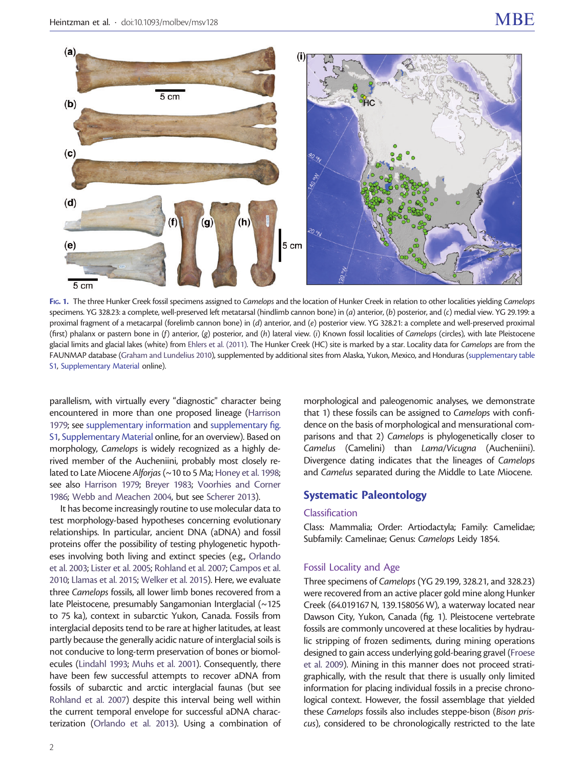Fig. 1. The three Hunker Creek fossil specimens assigned to *Camelops* and the location of Hunker Creek in relation to other localities yielding *Camelops* specimens. YG 328.23: a complete, well-preserved left metatarsal (hindlimb cannon bone) in (*a*) anterior, (*b*) posterior, and (*c*) medial view. YG 29.199: a proximal fragment of a metacarpal (forelimb cannon bone) in (*d*) anterior, and (*e*) posterior view. YG 328.21: a complete and well-preserved proximal (first) phalanx or pastern bone in (*f*) anterior, (*g*) posterior, and (*h*) lateral view. (*i*) Known fossil localities of *Camelops* (circles), with late Pleistocene glacial limits and glacial lakes (white) from Ehlers et al. (2011). The Hunker Creek (HC) site is marked by a star. Locality data for *Camelops* are from the FAUNMAP database (Graham and Lundelius 2010), supplemented by additional sites from Alaska, Yukon, Mexico, and Honduras (supplementary table S1, Supplementary Material online).

parallelism, with virtually every "diagnostic" character being encountered in more than one proposed lineage (Harrison 1979; see supplementary information and supplementary fig. S1, Supplementary Material online, for an overview). Based on morphology, *Camelops* is widely recognized as a highly derived member of the Aucheniini, probably most closely related to Late Miocene *Alforjas* (~10 to 5 Ma; Honey et al. 1998; see also Harrison 1979; Breyer 1983; Voorhies and Corner 1986; Webb and Meachen 2004, but see Scherer 2013).

It has become increasingly routine to use molecular data to test morphology-based hypotheses concerning evolutionary relationships. In particular, ancient DNA (aDNA) and fossil proteins offer the possibility of testing phylogenetic hypotheses involving both living and extinct species (e.g., Orlando et al. 2003; Lister et al. 2005; Rohland et al. 2007; Campos et al. 2010; Llamas et al. 2015; Welker et al. 2015). Here, we evaluate three *Camelops* fossils, all lower limb bones recovered from a late Pleistocene, presumably Sangamonian Interglacial (~125 to 75 ka), context in subarctic Yukon, Canada. Fossils from interglacial deposits tend to be rare at higher latitudes, at least partly because the generally acidic nature of interglacial soils is not conducive to long-term preservation of bones or biomolecules (Lindahl 1993; Muhs et al. 2001). Consequently, there have been few successful attempts to recover aDNA from fossils of subarctic and arctic interglacial faunas (but see Rohland et al. 2007) despite this interval being well within the current temporal envelope for successful aDNA characterization (Orlando et al. 2013). Using a combination of morphological and paleogenomic analyses, we demonstrate that 1) these fossils can be assigned to *Camelops* with confidence on the basis of morphological and mensurational comparisons and that 2) *Camelops* is phylogenetically closer to *Camelus* (Camelini) than *Lama*/*Vicugna* (Aucheniini). Divergence dating indicates that the lineages of *Camelops* and *Camelus* separated during the Middle to Late Miocene.

## Systematic Paleontology

### Classification

Class: Mammalia; Order: Artiodactyla; Family: Camelidae; Subfamily: Camelinae; Genus: *Camelops* Leidy 1854.

### Fossil Locality and Age

Three specimens of *Camelops* (YG 29.199, 328.21, and 328.23) were recovered from an active placer gold mine along Hunker Creek (64.019167 N, 139.158056 W), a waterway located near Dawson City, Yukon, Canada (fig. 1). Pleistocene vertebrate fossils are commonly uncovered at these localities by hydraulic stripping of frozen sediments, during mining operations designed to gain access underlying gold-bearing gravel (Froese et al. 2009). Mining in this manner does not proceed stratigraphically, with the result that there is usually only limited information for placing individual fossils in a precise chronological context. However, the fossil assemblage that yielded these *Camelops* fossils also includes steppe-bison (*Bison priscus*), considered to be chronologically restricted to the late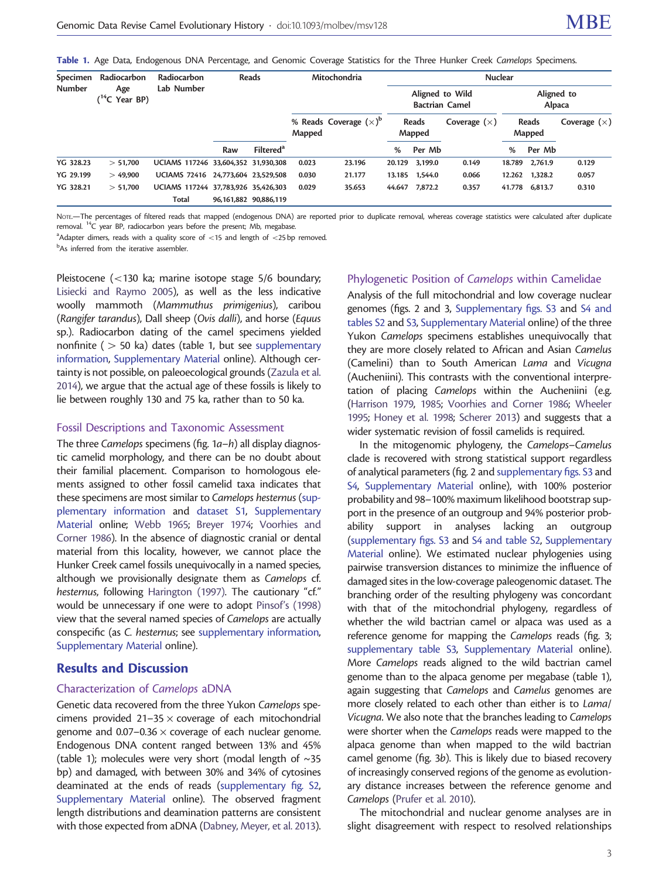**Table 1.** Age Data, Endogenous DNA Percentage, and Genomic Coverage Statistics for the Three Hunker Creek *Camelops* Specimens.

| Specimen Number | Radiocarbon Age ($^{14}$C Year BP) | Radiocarbon Lab Number | Reads | | Mitochondria | | Nuclear | | | | | |
|---|---|---|---|---|---|---|---|---|---|---|---|---|
| | | | | | | | Aligned to Wild Bactrian Camel | | | Aligned to Alpaca | | |
| | | | | | % Reads Mapped | Coverage (×)[b] | Reads Mapped | | Coverage (×) | Reads Mapped | | Coverage (×) |
| | | | Raw | Filtered[a] | | | % | Per Mb | | % | Per Mb | |
| YG 328.23 | > 51,700 | UCIAMS 117246 | 33,604,352 | 31,930,308 | 0.023 | 23.196 | 20.129 | 3,199.0 | 0.149 | 18.789 | 2,761.9 | 0.129 |
| YG 29.199 | > 49,900 | UCIAMS 72416 | 24,773,604 | 23,529,508 | 0.030 | 21.177 | 13.185 | 1,544.0 | 0.066 | 12.262 | 1,328.2 | 0.057 |
| YG 328.21 | > 51,700 | UCIAMS 117244 | 37,783,926 | 35,426,303 | 0.029 | 35.653 | 44.647 | 7,872.2 | 0.357 | 41.778 | 6,813.7 | 0.310 |
| | | Total | 96,161,882 | 90,886,119 | | | | | | | | |

Note.—The percentages of filtered reads that mapped (endogenous DNA) are reported prior to duplicate removal, whereas coverage statistics were calculated after duplicate removal. $^{14}$C year BP, radiocarbon years before the present; Mb, megabase.

[a]Adapter dimers, reads with a quality score of <15 and length of <25 bp removed.

[b]As inferred from the iterative assembler.

Pleistocene (<130 ka; marine isotope stage 5/6 boundary; Lisiecki and Raymo 2005), as well as the less indicative woolly mammoth (*Mammuthus primigenius*), caribou (*Rangifer tarandus*), Dall sheep (*Ovis dalli*), and horse (*Equus* sp.). Radiocarbon dating of the camel specimens yielded nonfinite ( > 50 ka) dates (table 1, but see supplementary information, Supplementary Material online). Although certainty is not possible, on paleoecological grounds (Zazula et al. 2014), we argue that the actual age of these fossils is likely to lie between roughly 130 and 75 ka, rather than to 50 ka.

### Fossil Descriptions and Taxonomic Assessment

The three *Camelops* specimens (fig. 1*a*–*h*) all display diagnostic camelid morphology, and there can be no doubt about their familial placement. Comparison to homologous elements assigned to other fossil camelid taxa indicates that these specimens are most similar to *Camelops hesternus* (supplementary information and dataset S1, Supplementary Material online; Webb 1965; Breyer 1974; Voorhies and Corner 1986). In the absence of diagnostic cranial or dental material from this locality, however, we cannot place the Hunker Creek camel fossils unequivocally in a named species, although we provisionally designate them as *Camelops* cf. *hesternus*, following Harington (1997). The cautionary "cf." would be unnecessary if one were to adopt Pinsof's (1998) view that the several named species of *Camelops* are actually conspecific (as *C. hesternus*; see supplementary information, Supplementary Material online).

## Results and Discussion

### Characterization of *Camelops* aDNA

Genetic data recovered from the three Yukon *Camelops* specimens provided 21–35 × coverage of each mitochondrial genome and 0.07–0.36 × coverage of each nuclear genome. Endogenous DNA content ranged between 13% and 45% (table 1); molecules were very short (modal length of ~35 bp) and damaged, with between 30% and 34% of cytosines deaminated at the ends of reads (supplementary fig. S2, Supplementary Material online). The observed fragment length distributions and deamination patterns are consistent with those expected from aDNA (Dabney, Meyer, et al. 2013).

### Phylogenetic Position of *Camelops* within Camelidae

Analysis of the full mitochondrial and low coverage nuclear genomes (figs. 2 and 3, Supplementary figs. S3 and S4 and tables S2 and S3, Supplementary Material online) of the three Yukon *Camelops* specimens establishes unequivocally that they are more closely related to African and Asian *Camelus* (Camelini) than to South American *Lama* and *Vicugna* (Aucheniini). This contrasts with the conventional interpretation of placing *Camelops* within the Aucheniini (e.g. (Harrison 1979, 1985; Voorhies and Corner 1986; Wheeler 1995; Honey et al. 1998; Scherer 2013) and suggests that a wider systematic revision of fossil camelids is required.

In the mitogenomic phylogeny, the *Camelops*–*Camelus* clade is recovered with strong statistical support regardless of analytical parameters (fig. 2 and supplementary figs. S3 and S4, Supplementary Material online), with 100% posterior probability and 98–100% maximum likelihood bootstrap support in the presence of an outgroup and 94% posterior probability support in analyses lacking an outgroup (supplementary figs. S3 and S4 and table S2, Supplementary Material online). We estimated nuclear phylogenies using pairwise transversion distances to minimize the influence of damaged sites in the low-coverage paleogenomic dataset. The branching order of the resulting phylogeny was concordant with that of the mitochondrial phylogeny, regardless of whether the wild bactrian camel or alpaca was used as a reference genome for mapping the *Camelops* reads (fig. 3; supplementary table S3, Supplementary Material online). More *Camelops* reads aligned to the wild bactrian camel genome than to the alpaca genome per megabase (table 1), again suggesting that *Camelops* and *Camelus* genomes are more closely related to each other than either is to *Lama*/*Vicugna*. We also note that the branches leading to *Camelops* were shorter when the *Camelops* reads were mapped to the alpaca genome than when mapped to the wild bactrian camel genome (fig. 3*b*). This is likely due to biased recovery of increasingly conserved regions of the genome as evolutionary distance increases between the reference genome and *Camelops* (Prufer et al. 2010).

The mitochondrial and nuclear genome analyses are in slight disagreement with respect to resolved relationships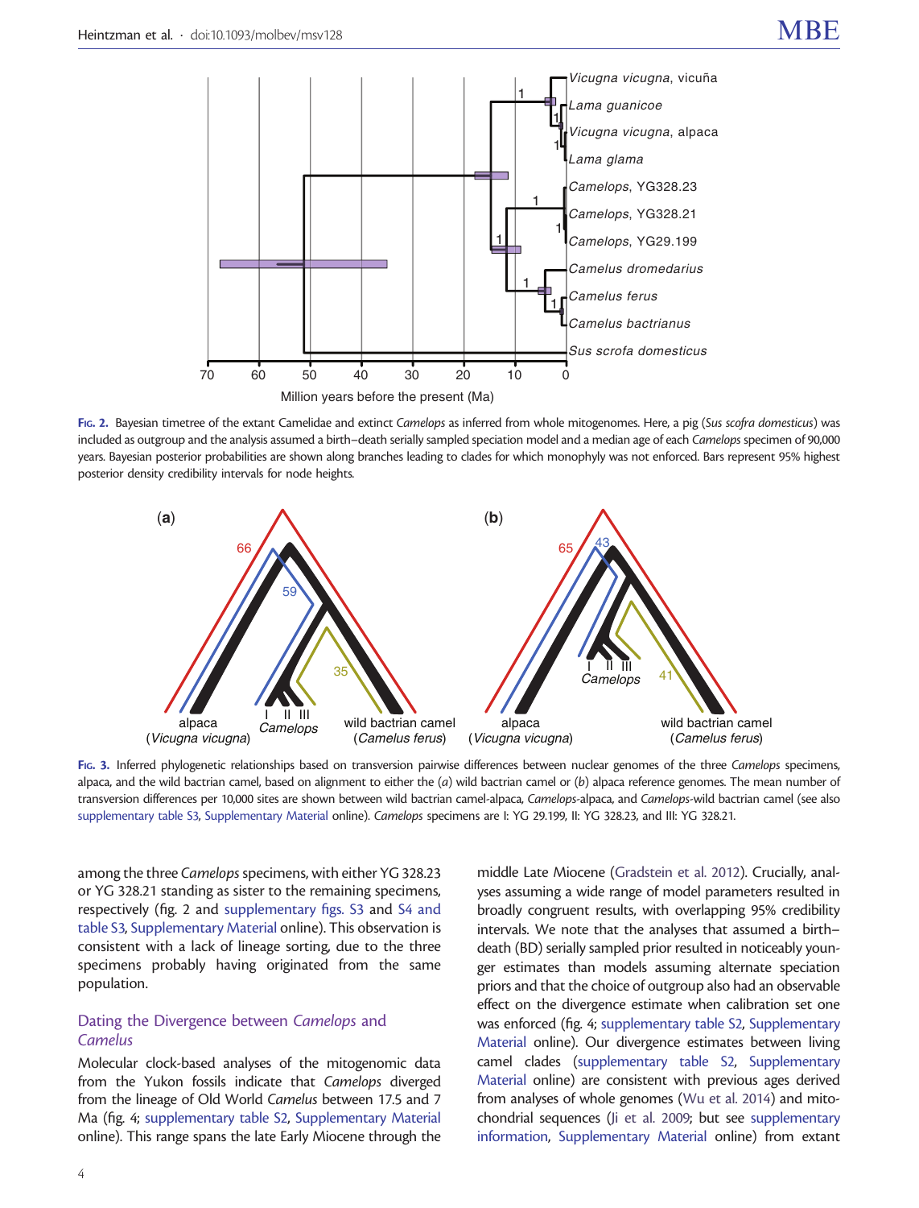Fig. 2. Bayesian timetree of the extant Camelidae and extinct *Camelops* as inferred from whole mitogenomes. Here, a pig (*Sus scofra domesticus*) was included as outgroup and the analysis assumed a birth–death serially sampled speciation model and a median age of each *Camelops* specimen of 90,000 years. Bayesian posterior probabilities are shown along branches leading to clades for which monophyly was not enforced. Bars represent 95% highest posterior density credibility intervals for node heights.

Fig. 3. Inferred phylogenetic relationships based on transversion pairwise differences between nuclear genomes of the three *Camelops* specimens, alpaca, and the wild bactrian camel, based on alignment to either the (*a*) wild bactrian camel or (*b*) alpaca reference genomes. The mean number of transversion differences per 10,000 sites are shown between wild bactrian camel-alpaca, *Camelops*-alpaca, and *Camelops*-wild bactrian camel (see also supplementary table S3, Supplementary Material online). *Camelops* specimens are I: YG 29.199, II: YG 328.23, and III: YG 328.21.

among the three *Camelops* specimens, with either YG 328.23 or YG 328.21 standing as sister to the remaining specimens, respectively (fig. 2 and supplementary figs. S3 and S4 and table S3, Supplementary Material online). This observation is consistent with a lack of lineage sorting, due to the three specimens probably having originated from the same population.

## Dating the Divergence between *Camelops* and *Camelus*

Molecular clock-based analyses of the mitogenomic data from the Yukon fossils indicate that *Camelops* diverged from the lineage of Old World *Camelus* between 17.5 and 7 Ma (fig. 4; supplementary table S2, Supplementary Material online). This range spans the late Early Miocene through the middle Late Miocene (Gradstein et al. 2012). Crucially, analyses assuming a wide range of model parameters resulted in broadly congruent results, with overlapping 95% credibility intervals. We note that the analyses that assumed a birth–death (BD) serially sampled prior resulted in noticeably younger estimates than models assuming alternate speciation priors and that the choice of outgroup also had an observable effect on the divergence estimate when calibration set one was enforced (fig. 4; supplementary table S2, Supplementary Material online). Our divergence estimates between living camel clades (supplementary table S2, Supplementary Material online) are consistent with previous ages derived from analyses of whole genomes (Wu et al. 2014) and mitochondrial sequences (Ji et al. 2009; but see supplementary information, Supplementary Material online) from extant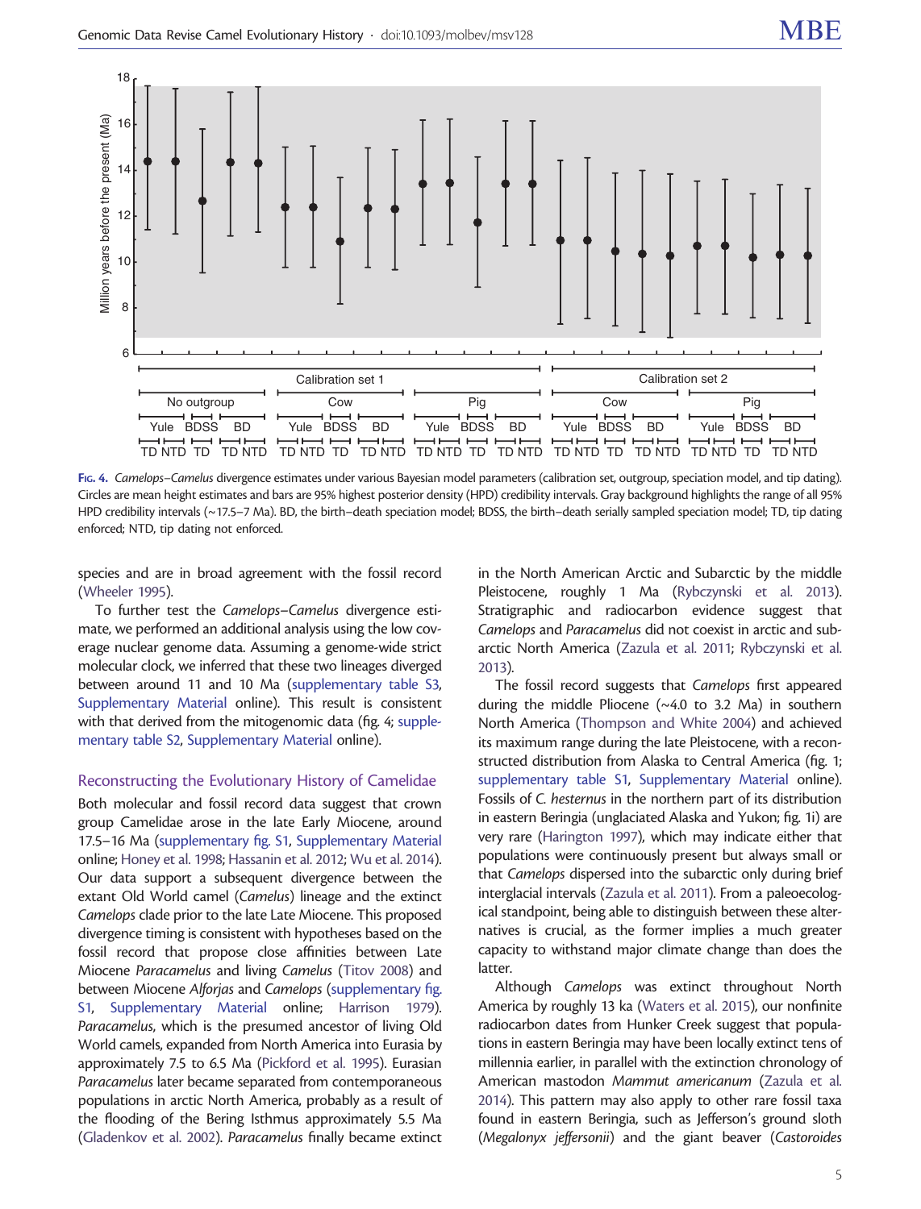Fig. 4. *Camelops–Camelus* divergence estimates under various Bayesian model parameters (calibration set, outgroup, speciation model, and tip dating). Circles are mean height estimates and bars are 95% highest posterior density (HPD) credibility intervals. Gray background highlights the range of all 95% HPD credibility intervals (~17.5–7 Ma). BD, the birth–death speciation model; BDSS, the birth–death serially sampled speciation model; TD, tip dating enforced; NTD, tip dating not enforced.

species and are in broad agreement with the fossil record (Wheeler 1995).

To further test the *Camelops–Camelus* divergence estimate, we performed an additional analysis using the low coverage nuclear genome data. Assuming a genome-wide strict molecular clock, we inferred that these two lineages diverged between around 11 and 10 Ma (supplementary table S3, Supplementary Material online). This result is consistent with that derived from the mitogenomic data (fig. 4; supplementary table S2, Supplementary Material online).

## Reconstructing the Evolutionary History of Camelidae

Both molecular and fossil record data suggest that crown group Camelidae arose in the late Early Miocene, around 17.5–16 Ma (supplementary fig. S1, Supplementary Material online; Honey et al. 1998; Hassanin et al. 2012; Wu et al. 2014). Our data support a subsequent divergence between the extant Old World camel (*Camelus*) lineage and the extinct *Camelops* clade prior to the late Late Miocene. This proposed divergence timing is consistent with hypotheses based on the fossil record that propose close affinities between Late Miocene *Paracamelus* and living *Camelus* (Titov 2008) and between Miocene *Alforjas* and *Camelops* (supplementary fig. S1, Supplementary Material online; Harrison 1979). *Paracamelus*, which is the presumed ancestor of living Old World camels, expanded from North America into Eurasia by approximately 7.5 to 6.5 Ma (Pickford et al. 1995). Eurasian *Paracamelus* later became separated from contemporaneous populations in arctic North America, probably as a result of the flooding of the Bering Isthmus approximately 5.5 Ma (Gladenkov et al. 2002). *Paracamelus* finally became extinct in the North American Arctic and Subarctic by the middle Pleistocene, roughly 1 Ma (Rybczynski et al. 2013). Stratigraphic and radiocarbon evidence suggest that *Camelops* and *Paracamelus* did not coexist in arctic and subarctic North America (Zazula et al. 2011; Rybczynski et al. 2013).

The fossil record suggests that *Camelops* first appeared during the middle Pliocene (~4.0 to 3.2 Ma) in southern North America (Thompson and White 2004) and achieved its maximum range during the late Pleistocene, with a reconstructed distribution from Alaska to Central America (fig. 1; supplementary table S1, Supplementary Material online). Fossils of *C. hesternus* in the northern part of its distribution in eastern Beringia (unglaciated Alaska and Yukon; fig. 1i) are very rare (Harington 1997), which may indicate either that populations were continuously present but always small or that *Camelops* dispersed into the subarctic only during brief interglacial intervals (Zazula et al. 2011). From a paleoecological standpoint, being able to distinguish between these alternatives is crucial, as the former implies a much greater capacity to withstand major climate change than does the latter.

Although *Camelops* was extinct throughout North America by roughly 13 ka (Waters et al. 2015), our nonfinite radiocarbon dates from Hunker Creek suggest that populations in eastern Beringia may have been locally extinct tens of millennia earlier, in parallel with the extinction chronology of American mastodon *Mammut americanum* (Zazula et al. 2014). This pattern may also apply to other rare fossil taxa found in eastern Beringia, such as Jefferson's ground sloth (*Megalonyx jeffersonii*) and the giant beaver (*Castoroides*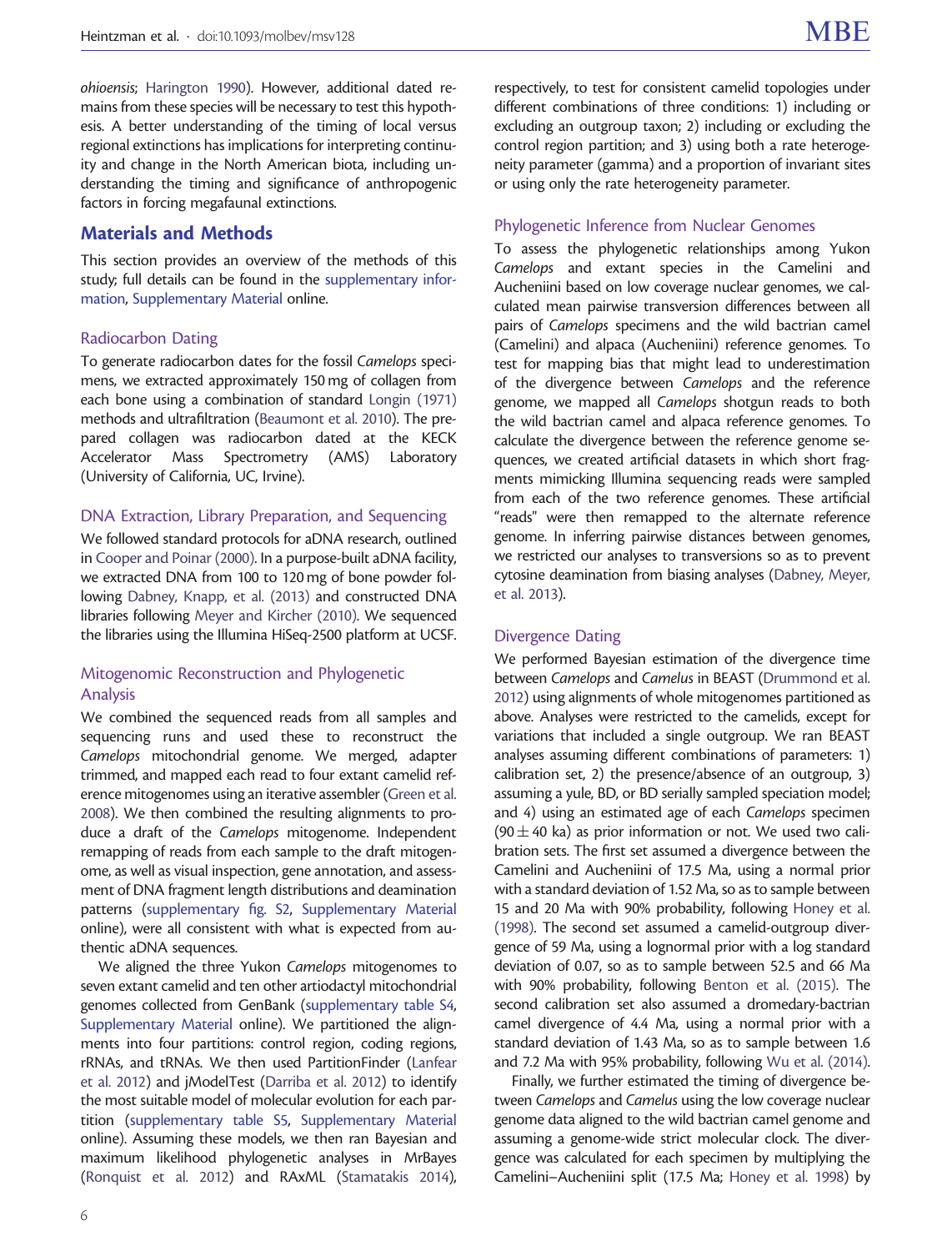*ohioensis*; Harington 1990). However, additional dated remains from these species will be necessary to test this hypothesis. A better understanding of the timing of local versus regional extinctions has implications for interpreting continuity and change in the North American biota, including understanding the timing and significance of anthropogenic factors in forcing megafaunal extinctions.

## Materials and Methods

This section provides an overview of the methods of this study; full details can be found in the supplementary information, Supplementary Material online.

### Radiocarbon Dating

To generate radiocarbon dates for the fossil *Camelops* specimens, we extracted approximately 150 mg of collagen from each bone using a combination of standard Longin (1971) methods and ultrafiltration (Beaumont et al. 2010). The prepared collagen was radiocarbon dated at the KECK Accelerator Mass Spectrometry (AMS) Laboratory (University of California, UC, Irvine).

### DNA Extraction, Library Preparation, and Sequencing

We followed standard protocols for aDNA research, outlined in Cooper and Poinar (2000). In a purpose-built aDNA facility, we extracted DNA from 100 to 120 mg of bone powder following Dabney, Knapp, et al. (2013) and constructed DNA libraries following Meyer and Kircher (2010). We sequenced the libraries using the Illumina HiSeq-2500 platform at UCSF.

### Mitogenomic Reconstruction and Phylogenetic Analysis

We combined the sequenced reads from all samples and sequencing runs and used these to reconstruct the *Camelops* mitochondrial genome. We merged, adapter trimmed, and mapped each read to four extant camelid reference mitogenomes using an iterative assembler (Green et al. 2008). We then combined the resulting alignments to produce a draft of the *Camelops* mitogenome. Independent remapping of reads from each sample to the draft mitogenome, as well as visual inspection, gene annotation, and assessment of DNA fragment length distributions and deamination patterns (supplementary fig. S2, Supplementary Material online), were all consistent with what is expected from authentic aDNA sequences.

We aligned the three Yukon *Camelops* mitogenomes to seven extant camelid and ten other artiodactyl mitochondrial genomes collected from GenBank (supplementary table S4, Supplementary Material online). We partitioned the alignments into four partitions: control region, coding regions, rRNAs, and tRNAs. We then used PartitionFinder (Lanfear et al. 2012) and jModelTest (Darriba et al. 2012) to identify the most suitable model of molecular evolution for each partition (supplementary table S5, Supplementary Material online). Assuming these models, we then ran Bayesian and maximum likelihood phylogenetic analyses in MrBayes (Ronquist et al. 2012) and RAxML (Stamatakis 2014), respectively, to test for consistent camelid topologies under different combinations of three conditions: 1) including or excluding an outgroup taxon; 2) including or excluding the control region partition; and 3) using both a rate heterogeneity parameter (gamma) and a proportion of invariant sites or using only the rate heterogeneity parameter.

### Phylogenetic Inference from Nuclear Genomes

To assess the phylogenetic relationships among Yukon *Camelops* and extant species in the Camelini and Aucheniini based on low coverage nuclear genomes, we calculated mean pairwise transversion differences between all pairs of *Camelops* specimens and the wild bactrian camel (Camelini) and alpaca (Aucheniini) reference genomes. To test for mapping bias that might lead to underestimation of the divergence between *Camelops* and the reference genome, we mapped all *Camelops* shotgun reads to both the wild bactrian camel and alpaca reference genomes. To calculate the divergence between the reference genome sequences, we created artificial datasets in which short fragments mimicking Illumina sequencing reads were sampled from each of the two reference genomes. These artificial "reads" were then remapped to the alternate reference genome. In inferring pairwise distances between genomes, we restricted our analyses to transversions so as to prevent cytosine deamination from biasing analyses (Dabney, Meyer, et al. 2013).

### Divergence Dating

We performed Bayesian estimation of the divergence time between *Camelops* and *Camelus* in BEAST (Drummond et al. 2012) using alignments of whole mitogenomes partitioned as above. Analyses were restricted to the camelids, except for variations that included a single outgroup. We ran BEAST analyses assuming different combinations of parameters: 1) calibration set, 2) the presence/absence of an outgroup, 3) assuming a yule, BD, or BD serially sampled speciation model; and 4) using an estimated age of each *Camelops* specimen ($90 \pm 40$ ka) as prior information or not. We used two calibration sets. The first set assumed a divergence between the Camelini and Aucheniini of 17.5 Ma, using a normal prior with a standard deviation of 1.52 Ma, so as to sample between 15 and 20 Ma with 90% probability, following Honey et al. (1998). The second calibration set assumed a camelid-outgroup divergence of 59 Ma, using a lognormal prior with a log standard deviation of 0.07, so as to sample between 52.5 and 66 Ma with 90% probability, following Benton et al. (2015). The second calibration set also assumed a dromedary-bactrian camel divergence of 4.4 Ma, using a normal prior with a standard deviation of 1.43 Ma, so as to sample between 1.6 and 7.2 Ma with 95% probability, following Wu et al. (2014).

Finally, we further estimated the timing of divergence between *Camelops* and *Camelus* using the low coverage nuclear genome data aligned to the wild bactrian camel genome and assuming a genome-wide strict molecular clock. The divergence was calculated for each specimen by multiplying the Camelini–Aucheniini split (17.5 Ma; Honey et al. 1998) by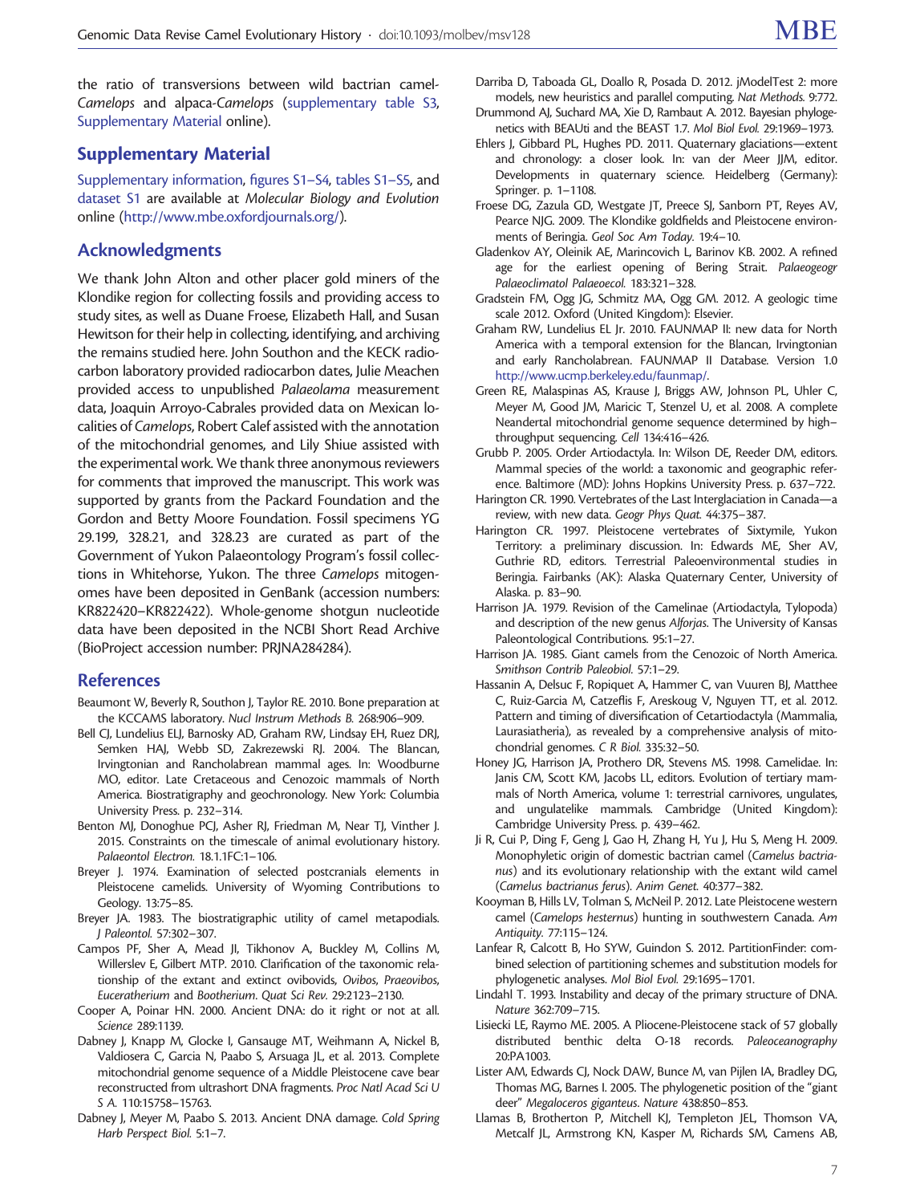the ratio of transversions between wild bactrian camel-*Camelops* and alpaca-*Camelops* (supplementary table S3, Supplementary Material online).

## Supplementary Material

Supplementary information, figures S1–S4, tables S1–S5, and dataset S1 are available at *Molecular Biology and Evolution* online (http://www.mbe.oxfordjournals.org/).

## Acknowledgments

We thank John Alton and other placer gold miners of the Klondike region for collecting fossils and providing access to study sites, as well as Duane Froese, Elizabeth Hall, and Susan Hewitson for their help in collecting, identifying, and archiving the remains studied here. John Southon and the KECK radiocarbon laboratory provided radiocarbon dates, Julie Meachen provided access to unpublished *Palaeolama* measurement data, Joaquin Arroyo-Cabrales provided data on Mexican localities of *Camelops*, Robert Calef assisted with the annotation of the mitochondrial genomes, and Lily Shiue assisted with the experimental work. We thank three anonymous reviewers for comments that improved the manuscript. This work was supported by grants from the Packard Foundation and the Gordon and Betty Moore Foundation. Fossil specimens YG 29.199, 328.21, and 328.23 are curated as part of the Government of Yukon Palaeontology Program's fossil collections in Whitehorse, Yukon. The three *Camelops* mitogenomes have been deposited in GenBank (accession numbers: KR822420–KR822422). Whole-genome shotgun nucleotide data have been deposited in the NCBI Short Read Archive (BioProject accession number: PRJNA284284).

## References

Beaumont W, Beverly R, Southon J, Taylor RE. 2010. Bone preparation at the KCCAMS laboratory. *Nucl Instrum Methods B.* 268:906–909.

Bell CJ, Lundelius ELJ, Barnosky AD, Graham RW, Lindsay EH, Ruez DRJ, Semken HAJ, Webb SD, Zakrezewski RJ. 2004. The Blancan, Irvingtonian and Rancholabrean mammal ages. In: Woodburne MO, editor. Late Cretaceous and Cenozoic mammals of North America. Biostratigraphy and geochronology. New York: Columbia University Press. p. 232–314.

Benton MJ, Donoghue PCJ, Asher RJ, Friedman M, Near TJ, Vinther J. 2015. Constraints on the timescale of animal evolutionary history. *Palaeontol Electron.* 18.1.1FC:1–106.

Breyer J. 1974. Examination of selected postcranials elements in Pleistocene camelids. University of Wyoming Contributions to Geology. 13:75–85.

Breyer JA. 1983. The biostratigraphic utility of camel metapodials. *J Paleontol.* 57:302–307.

Campos PF, Sher A, Mead JI, Tikhonov A, Buckley M, Collins M, Willerslev E, Gilbert MTP. 2010. Clarification of the taxonomic relationship of the extant and extinct ovibovids, *Ovibos*, *Praeovibos*, *Euceratherium* and *Bootherium*. *Quat Sci Rev.* 29:2123–2130.

Cooper A, Poinar HN. 2000. Ancient DNA: do it right or not at all. *Science* 289:1139.

Dabney J, Knapp M, Glocke I, Gansauge MT, Weihmann A, Nickel B, Valdiosera C, Garcia N, Paabo S, Arsuaga JL, et al. 2013. Complete mitochondrial genome sequence of a Middle Pleistocene cave bear reconstructed from ultrashort DNA fragments. *Proc Natl Acad Sci U S A.* 110:15758–15763.

Dabney J, Meyer M, Paabo S. 2013. Ancient DNA damage. *Cold Spring Harb Perspect Biol.* 5:1–7.

Darriba D, Taboada GL, Doallo R, Posada D. 2012. jModelTest 2: more models, new heuristics and parallel computing. *Nat Methods.* 9:772.

Drummond AJ, Suchard MA, Xie D, Rambaut A. 2012. Bayesian phylogenetics with BEAUti and the BEAST 1.7. *Mol Biol Evol.* 29:1969–1973.

Ehlers J, Gibbard PL, Hughes PD. 2011. Quaternary glaciations—extent and chronology: a closer look. In: van der Meer JJM, editor. Developments in quaternary science. Heidelberg (Germany): Springer. p. 1–1108.

Froese DG, Zazula GD, Westgate JT, Preece SJ, Sanborn PT, Reyes AV, Pearce NJG. 2009. The Klondike goldfields and Pleistocene environments of Beringia. *Geol Soc Am Today.* 19:4–10.

Gladenkov AY, Oleinik AE, Marincovich L, Barinov KB. 2002. A refined age for the earliest opening of Bering Strait. *Palaeogeogr Palaeoclimatol Palaeoecol.* 183:321–328.

Gradstein FM, Ogg JG, Schmitz MA, Ogg GM. 2012. A geologic time scale 2012. Oxford (United Kingdom): Elsevier.

Graham RW, Lundelius EL Jr. 2010. FAUNMAP II: new data for North America with a temporal extension for the Blancan, Irvingtonian and early Rancholabrean. FAUNMAP II Database. Version 1.0 http://www.ucmp.berkeley.edu/faunmap/.

Green RE, Malaspinas AS, Krause J, Briggs AW, Johnson PL, Uhler C, Meyer M, Good JM, Maricic T, Stenzel U, et al. 2008. A complete Neandertal mitochondrial genome sequence determined by high–throughput sequencing. *Cell* 134:416–426.

Grubb P. 2005. Order Artiodactyla. In: Wilson DE, Reeder DM, editors. Mammal species of the world: a taxonomic and geographic reference. Baltimore (MD): Johns Hopkins University Press. p. 637–722.

Harington CR. 1990. Vertebrates of the Last Interglaciation in Canada—a review, with new data. *Geogr Phys Quat.* 44:375–387.

Harington CR. 1997. Pleistocene vertebrates of Sixtymile, Yukon Territory: a preliminary discussion. In: Edwards ME, Sher AV, Guthrie RD, editors. Terrestrial Paleoenvironmental studies in Beringia. Fairbanks (AK): Alaska Quaternary Center, University of Alaska. p. 83–90.

Harrison JA. 1979. Revision of the Camelinae (Artiodactyla, Tylopoda) and description of the new genus *Alforjas*. The University of Kansas Paleontological Contributions. 95:1–27.

Harrison JA. 1985. Giant camels from the Cenozoic of North America. *Smithson Contrib Paleobiol.* 57:1–29.

Hassanin A, Delsuc F, Ropiquet A, Hammer C, van Vuuren BJ, Matthee C, Ruiz-Garcia M, Catzeflis F, Areskoug V, Nguyen TT, et al. 2012. Pattern and timing of diversification of Cetartiodactyla (Mammalia, Laurasiatheria), as revealed by a comprehensive analysis of mitochondrial genomes. *C R Biol.* 335:32–50.

Honey JG, Harrison JA, Prothero DR, Stevens MS. 1998. Camelidae. In: Janis CM, Scott KM, Jacobs LL, editors. Evolution of tertiary mammals of North America, volume 1: terrestrial carnivores, ungulates, and ungulatelike mammals. Cambridge (United Kingdom): Cambridge University Press. p. 439–462.

Ji R, Cui P, Ding F, Geng J, Gao H, Zhang H, Yu J, Hu S, Meng H. 2009. Monophyletic origin of domestic bactrian camel (*Camelus bactrianus*) and its evolutionary relationship with the extant wild camel (*Camelus bactrianus ferus*). *Anim Genet.* 40:377–382.

Kooyman B, Hills LV, Tolman S, McNeil P. 2012. Late Pleistocene western camel (*Camelops hesternus*) hunting in southwestern Canada. *Am Antiquity.* 77:115–124.

Lanfear R, Calcott B, Ho SYW, Guindon S. 2012. PartitionFinder: combined selection of partitioning schemes and substitution models for phylogenetic analyses. *Mol Biol Evol.* 29:1695–1701.

Lindahl T. 1993. Instability and decay of the primary structure of DNA. *Nature* 362:709–715.

Lisiecki LE, Raymo ME. 2005. A Pliocene-Pleistocene stack of 57 globally distributed benthic delta O-18 records. *Paleoceanography* 20:PA1003.

Lister AM, Edwards CJ, Nock DAW, Bunce M, van Pijlen IA, Bradley DG, Thomas MG, Barnes I. 2005. The phylogenetic position of the "giant deer" *Megaloceros giganteus*. *Nature* 438:850–853.

Llamas B, Brotherton P, Mitchell KJ, Templeton JEL, Thomson VA, Metcalf JL, Armstrong KN, Kasper M, Richards SM, Camens AB,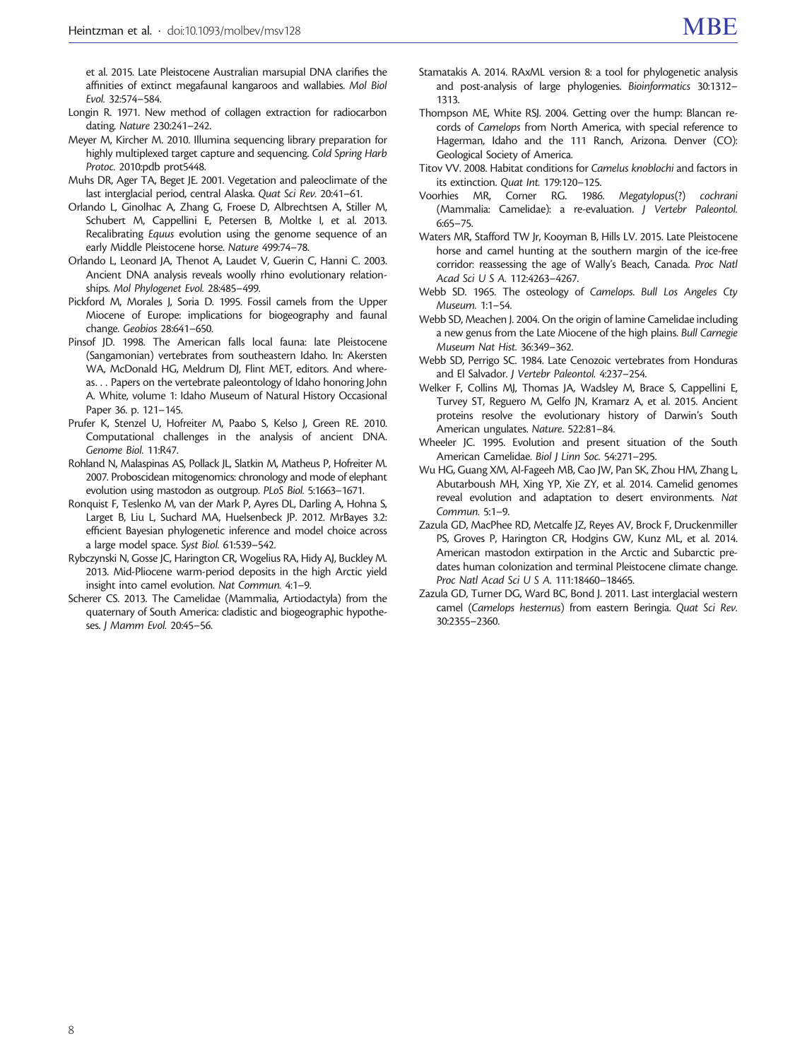et al. 2015. Late Pleistocene Australian marsupial DNA clarifies the affinities of extinct megafaunal kangaroos and wallabies. *Mol Biol Evol.* 32:574–584.

Longin R. 1971. New method of collagen extraction for radiocarbon dating. *Nature* 230:241–242.

Meyer M, Kircher M. 2010. Illumina sequencing library preparation for highly multiplexed target capture and sequencing. *Cold Spring Harb Protoc.* 2010:pdb prot5448.

Muhs DR, Ager TA, Beget JE. 2001. Vegetation and paleoclimate of the last interglacial period, central Alaska. *Quat Sci Rev.* 20:41–61.

Orlando L, Ginolhac A, Zhang G, Froese D, Albrechtsen A, Stiller M, Schubert M, Cappellini E, Petersen B, Moltke I, et al. 2013. Recalibrating *Equus* evolution using the genome sequence of an early Middle Pleistocene horse. *Nature* 499:74–78.

Orlando L, Leonard JA, Thenot A, Laudet V, Guerin C, Hanni C. 2003. Ancient DNA analysis reveals woolly rhino evolutionary relationships. *Mol Phylogenet Evol.* 28:485–499.

Pickford M, Morales J, Soria D. 1995. Fossil camels from the Upper Miocene of Europe: implications for biogeography and faunal change. *Geobios* 28:641–650.

Pinsof JD. 1998. The American falls local fauna: late Pleistocene (Sangamonian) vertebrates from southeastern Idaho. In: Akersten WA, McDonald HG, Meldrum DJ, Flint MET, editors. And whereas. . . Papers on the vertebrate paleontology of Idaho honoring John A. White, volume 1: Idaho Museum of Natural History Occasional Paper 36. p. 121–145.

Prufer K, Stenzel U, Hofreiter M, Paabo S, Kelso J, Green RE. 2010. Computational challenges in the analysis of ancient DNA. *Genome Biol.* 11:R47.

Rohland N, Malaspinas AS, Pollack JL, Slatkin M, Matheus P, Hofreiter M. 2007. Proboscidean mitogenomics: chronology and mode of elephant evolution using mastodon as outgroup. *PLoS Biol.* 5:1663–1671.

Ronquist F, Teslenko M, van der Mark P, Ayres DL, Darling A, Hohna S, Larget B, Liu L, Suchard MA, Huelsenbeck JP. 2012. MrBayes 3.2: efficient Bayesian phylogenetic inference and model choice across a large model space. *Syst Biol.* 61:539–542.

Rybczynski N, Gosse JC, Harington CR, Wogelius RA, Hidy AJ, Buckley M. 2013. Mid-Pliocene warm-period deposits in the high Arctic yield insight into camel evolution. *Nat Commun.* 4:1–9.

Scherer CS. 2013. The Camelidae (Mammalia, Artiodactyla) from the quaternary of South America: cladistic and biogeographic hypotheses. *J Mamm Evol.* 20:45–56.

Stamatakis A. 2014. RAxML version 8: a tool for phylogenetic analysis and post-analysis of large phylogenies. *Bioinformatics* 30:1312–1313.

Thompson ME, White RSJ. 2004. Getting over the hump: Blancan records of *Camelops* from North America, with special reference to Hagerman, Idaho and the 111 Ranch, Arizona. Denver (CO): Geological Society of America.

Titov VV. 2008. Habitat conditions for *Camelus knoblochi* and factors in its extinction. *Quat Int.* 179:120–125.

Voorhies MR, Corner RG. 1986. *Megatylopus*(?) *cochrani* (Mammalia: Camelidae): a re-evaluation. *J Vertebr Paleontol.* 6:65–75.

Waters MR, Stafford TW Jr, Kooyman B, Hills LV. 2015. Late Pleistocene horse and camel hunting at the southern margin of the ice-free corridor: reassessing the age of Wally's Beach, Canada. *Proc Natl Acad Sci U S A.* 112:4263–4267.

Webb SD. 1965. The osteology of *Camelops*. *Bull Los Angeles Cty Museum.* 1:1–54.

Webb SD, Meachen J. 2004. On the origin of lamine Camelidae including a new genus from the Late Miocene of the high plains. *Bull Carnegie Museum Nat Hist.* 36:349–362.

Webb SD, Perrigo SC. 1984. Late Cenozoic vertebrates from Honduras and El Salvador. *J Vertebr Paleontol.* 4:237–254.

Welker F, Collins MJ, Thomas JA, Wadsley M, Brace S, Cappellini E, Turvey ST, Reguero M, Gelfo JN, Kramarz A, et al. 2015. Ancient proteins resolve the evolutionary history of Darwin's South American ungulates. *Nature.* 522:81–84.

Wheeler JC. 1995. Evolution and present situation of the South American Camelidae. *Biol J Linn Soc.* 54:271–295.

Wu HG, Guang XM, Al-Fageeh MB, Cao JW, Pan SK, Zhou HM, Zhang L, Abutarboush MH, Xing YP, Xie ZY, et al. 2014. Camelid genomes reveal evolution and adaptation to desert environments. *Nat Commun.* 5:1–9.

Zazula GD, MacPhee RD, Metcalfe JZ, Reyes AV, Brock F, Druckenmiller PS, Groves P, Harington CR, Hodgins GW, Kunz ML, et al. 2014. American mastodon extirpation in the Arctic and Subarctic predates human colonization and terminal Pleistocene climate change. *Proc Natl Acad Sci U S A.* 111:18460–18465.

Zazula GD, Turner DG, Ward BC, Bond J. 2011. Last interglacial western camel (*Camelops hesternus*) from eastern Beringia. *Quat Sci Rev.* 30:2355–2360.